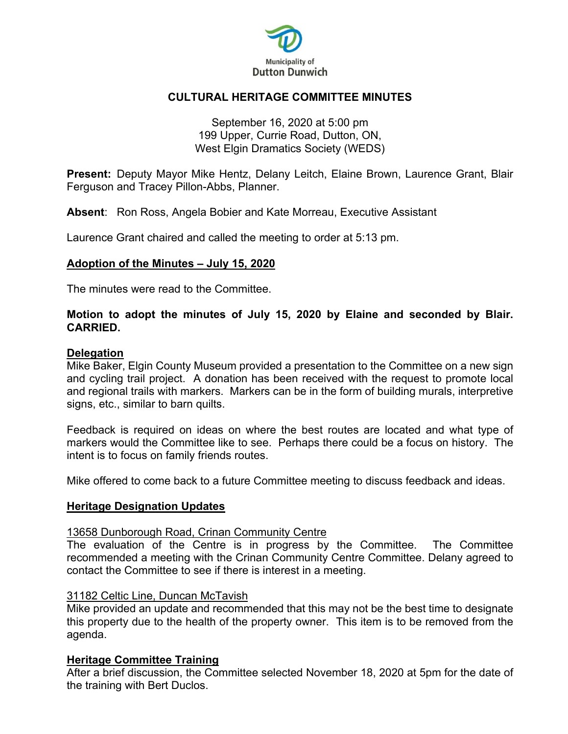Municipality of
Dutton Dunwich

# CULTURAL HERITAGE COMMITTEE MINUTES

September 16, 2020 at 5:00 pm
199 Upper, Currie Road, Dutton, ON,
West Elgin Dramatics Society (WEDS)

**Present:** Deputy Mayor Mike Hentz, Delany Leitch, Elaine Brown, Laurence Grant, Blair Ferguson and Tracey Pillon-Abbs, Planner.

**Absent**: Ron Ross, Angela Bobier and Kate Morreau, Executive Assistant

Laurence Grant chaired and called the meeting to order at 5:13 pm.

## Adoption of the Minutes – July 15, 2020

The minutes were read to the Committee.

**Motion to adopt the minutes of July 15, 2020 by Elaine and seconded by Blair. CARRIED.**

## Delegation

Mike Baker, Elgin County Museum provided a presentation to the Committee on a new sign and cycling trail project. A donation has been received with the request to promote local and regional trails with markers. Markers can be in the form of building murals, interpretive signs, etc., similar to barn quilts.

Feedback is required on ideas on where the best routes are located and what type of markers would the Committee like to see. Perhaps there could be a focus on history. The intent is to focus on family friends routes.

Mike offered to come back to a future Committee meeting to discuss feedback and ideas.

## Heritage Designation Updates

### 13658 Dunborough Road, Crinan Community Centre

The evaluation of the Centre is in progress by the Committee. The Committee recommended a meeting with the Crinan Community Centre Committee. Delany agreed to contact the Committee to see if there is interest in a meeting.

### 31182 Celtic Line, Duncan McTavish

Mike provided an update and recommended that this may not be the best time to designate this property due to the health of the property owner. This item is to be removed from the agenda.

## Heritage Committee Training

After a brief discussion, the Committee selected November 18, 2020 at 5pm for the date of the training with Bert Duclos.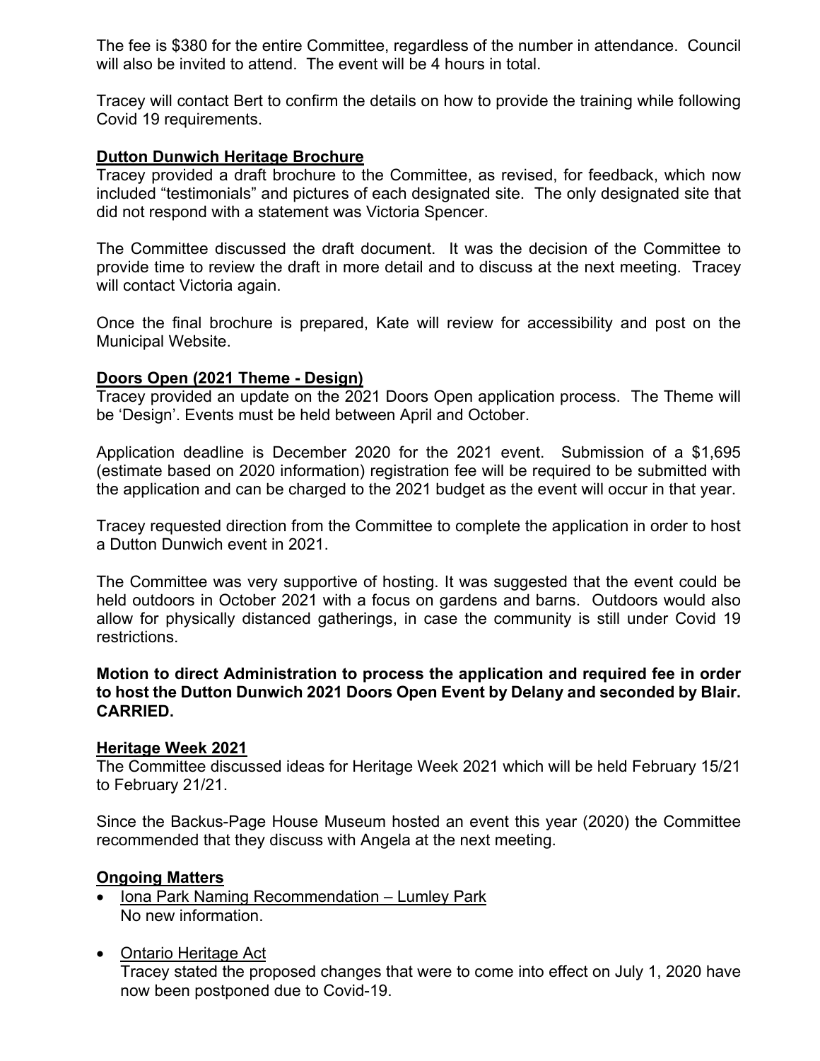The fee is $380 for the entire Committee, regardless of the number in attendance. Council will also be invited to attend. The event will be 4 hours in total.

Tracey will contact Bert to confirm the details on how to provide the training while following Covid 19 requirements.

### Dutton Dunwich Heritage Brochure

Tracey provided a draft brochure to the Committee, as revised, for feedback, which now included "testimonials" and pictures of each designated site. The only designated site that did not respond with a statement was Victoria Spencer.

The Committee discussed the draft document. It was the decision of the Committee to provide time to review the draft in more detail and to discuss at the next meeting. Tracey will contact Victoria again.

Once the final brochure is prepared, Kate will review for accessibility and post on the Municipal Website.

### Doors Open (2021 Theme - Design)

Tracey provided an update on the 2021 Doors Open application process. The Theme will be 'Design'. Events must be held between April and October.

Application deadline is December 2020 for the 2021 event. Submission of a $1,695 (estimate based on 2020 information) registration fee will be required to be submitted with the application and can be charged to the 2021 budget as the event will occur in that year.

Tracey requested direction from the Committee to complete the application in order to host a Dutton Dunwich event in 2021.

The Committee was very supportive of hosting. It was suggested that the event could be held outdoors in October 2021 with a focus on gardens and barns. Outdoors would also allow for physically distanced gatherings, in case the community is still under Covid 19 restrictions.

**Motion to direct Administration to process the application and required fee in order to host the Dutton Dunwich 2021 Doors Open Event by Delany and seconded by Blair. CARRIED.**

### Heritage Week 2021

The Committee discussed ideas for Heritage Week 2021 which will be held February 15/21 to February 21/21.

Since the Backus-Page House Museum hosted an event this year (2020) the Committee recommended that they discuss with Angela at the next meeting.

### Ongoing Matters

- Iona Park Naming Recommendation – Lumley Park
  No new information.

- Ontario Heritage Act
  Tracey stated the proposed changes that were to come into effect on July 1, 2020 have now been postponed due to Covid-19.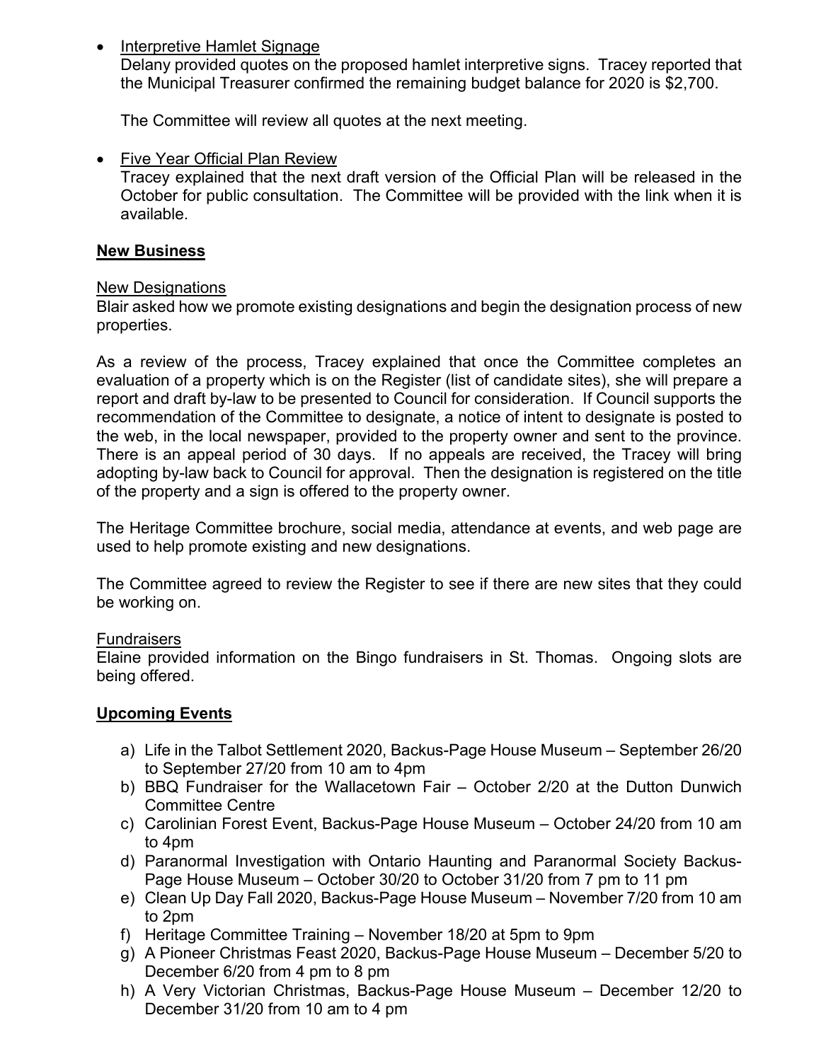- Interpretive Hamlet Signage
  Delany provided quotes on the proposed hamlet interpretive signs. Tracey reported that the Municipal Treasurer confirmed the remaining budget balance for 2020 is $2,700.

  The Committee will review all quotes at the next meeting.

- Five Year Official Plan Review
  Tracey explained that the next draft version of the Official Plan will be released in the October for public consultation. The Committee will be provided with the link when it is available.

## New Business

New Designations

Blair asked how we promote existing designations and begin the designation process of new properties.

As a review of the process, Tracey explained that once the Committee completes an evaluation of a property which is on the Register (list of candidate sites), she will prepare a report and draft by-law to be presented to Council for consideration. If Council supports the recommendation of the Committee to designate, a notice of intent to designate is posted to the web, in the local newspaper, provided to the property owner and sent to the province. There is an appeal period of 30 days. If no appeals are received, the Tracey will bring adopting by-law back to Council for approval. Then the designation is registered on the title of the property and a sign is offered to the property owner.

The Heritage Committee brochure, social media, attendance at events, and web page are used to help promote existing and new designations.

The Committee agreed to review the Register to see if there are new sites that they could be working on.

Fundraisers

Elaine provided information on the Bingo fundraisers in St. Thomas. Ongoing slots are being offered.

## Upcoming Events

a) Life in the Talbot Settlement 2020, Backus-Page House Museum – September 26/20 to September 27/20 from 10 am to 4pm
b) BBQ Fundraiser for the Wallacetown Fair – October 2/20 at the Dutton Dunwich Committee Centre
c) Carolinian Forest Event, Backus-Page House Museum – October 24/20 from 10 am to 4pm
d) Paranormal Investigation with Ontario Haunting and Paranormal Society Backus-Page House Museum – October 30/20 to October 31/20 from 7 pm to 11 pm
e) Clean Up Day Fall 2020, Backus-Page House Museum – November 7/20 from 10 am to 2pm
f) Heritage Committee Training – November 18/20 at 5pm to 9pm
g) A Pioneer Christmas Feast 2020, Backus-Page House Museum – December 5/20 to December 6/20 from 4 pm to 8 pm
h) A Very Victorian Christmas, Backus-Page House Museum – December 12/20 to December 31/20 from 10 am to 4 pm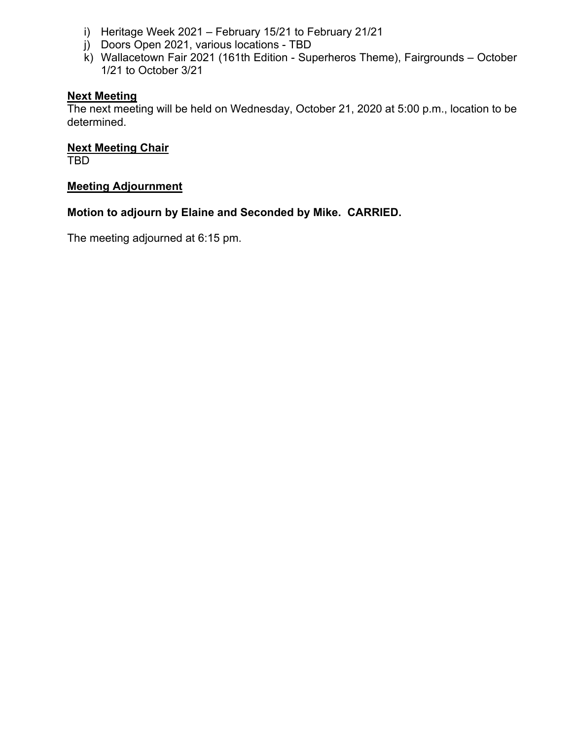i) Heritage Week 2021 – February 15/21 to February 21/21
j) Doors Open 2021, various locations - TBD
k) Wallacetown Fair 2021 (161th Edition - Superheros Theme), Fairgrounds – October 1/21 to October 3/21

## Next Meeting

The next meeting will be held on Wednesday, October 21, 2020 at 5:00 p.m., location to be determined.

## Next Meeting Chair

TBD

## Meeting Adjournment

**Motion to adjourn by Elaine and Seconded by Mike. CARRIED.**

The meeting adjourned at 6:15 pm.